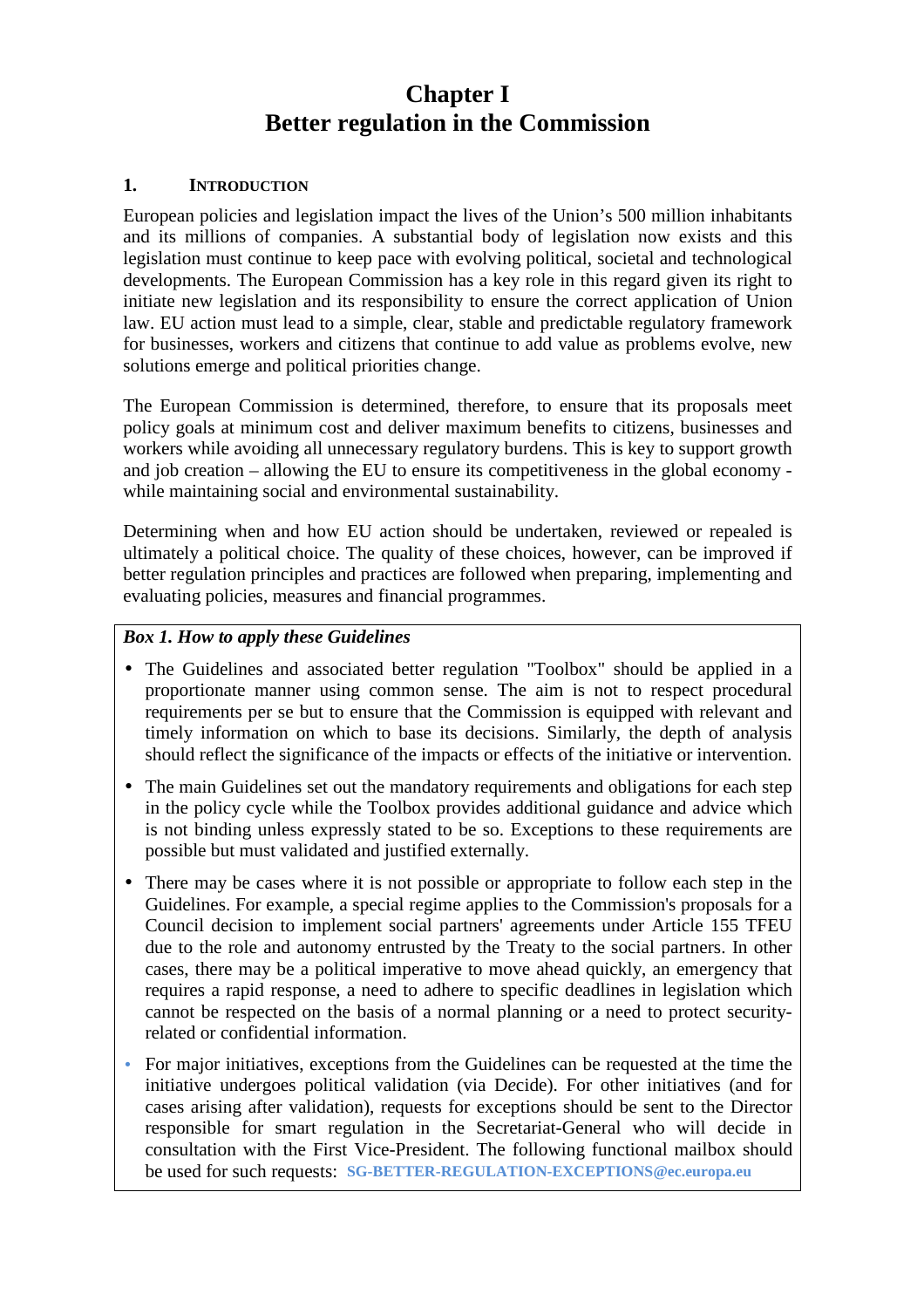# Chapter I
# Better regulation in the Commission

## 1. Introduction

European policies and legislation impact the lives of the Union's 500 million inhabitants and its millions of companies. A substantial body of legislation now exists and this legislation must continue to keep pace with evolving political, societal and technological developments. The European Commission has a key role in this regard given its right to initiate new legislation and its responsibility to ensure the correct application of Union law. EU action must lead to a simple, clear, stable and predictable regulatory framework for businesses, workers and citizens that continue to add value as problems evolve, new solutions emerge and political priorities change.

The European Commission is determined, therefore, to ensure that its proposals meet policy goals at minimum cost and deliver maximum benefits to citizens, businesses and workers while avoiding all unnecessary regulatory burdens. This is key to support growth and job creation – allowing the EU to ensure its competitiveness in the global economy - while maintaining social and environmental sustainability.

Determining when and how EU action should be undertaken, reviewed or repealed is ultimately a political choice. The quality of these choices, however, can be improved if better regulation principles and practices are followed when preparing, implementing and evaluating policies, measures and financial programmes.

> ***Box 1. How to apply these Guidelines***
>
> - The Guidelines and associated better regulation "Toolbox" should be applied in a proportionate manner using common sense. The aim is not to respect procedural requirements per se but to ensure that the Commission is equipped with relevant and timely information on which to base its decisions. Similarly, the depth of analysis should reflect the significance of the impacts or effects of the initiative or intervention.
> - The main Guidelines set out the mandatory requirements and obligations for each step in the policy cycle while the Toolbox provides additional guidance and advice which is not binding unless expressly stated to be so. Exceptions to these requirements are possible but must validated and justified externally.
> - There may be cases where it is not possible or appropriate to follow each step in the Guidelines. For example, a special regime applies to the Commission's proposals for a Council decision to implement social partners' agreements under Article 155 TFEU due to the role and autonomy entrusted by the Treaty to the social partners. In other cases, there may be a political imperative to move ahead quickly, an emergency that requires a rapid response, a need to adhere to specific deadlines in legislation which cannot be respected on the basis of a normal planning or a need to protect security-related or confidential information.
> - For major initiatives, exceptions from the Guidelines can be requested at the time the initiative undergoes political validation (via Decide). For other initiatives (and for cases arising after validation), requests for exceptions should be sent to the Director responsible for smart regulation in the Secretariat-General who will decide in consultation with the First Vice-President. The following functional mailbox should be used for such requests: **SG-BETTER-REGULATION-EXCEPTIONS@ec.europa.eu**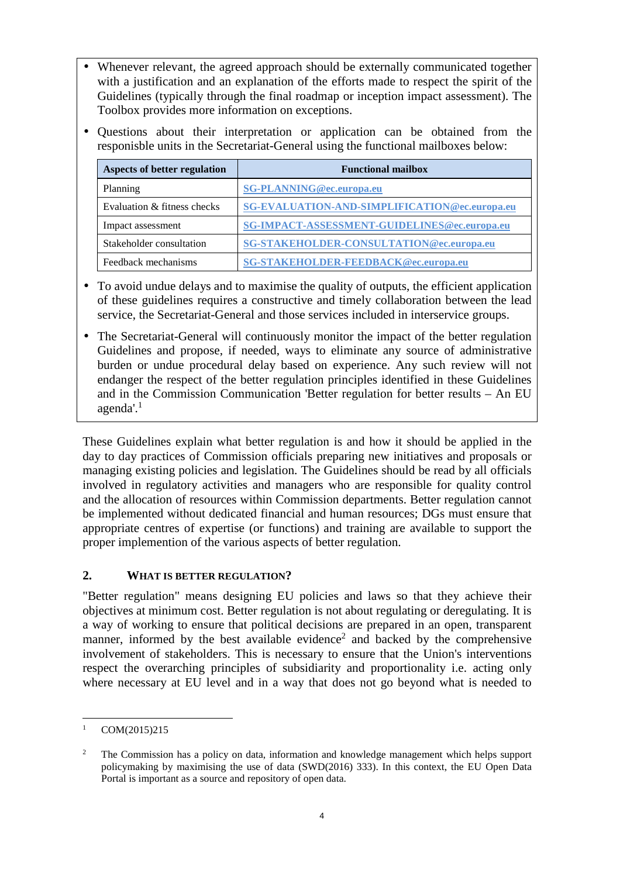- Whenever relevant, the agreed approach should be externally communicated together with a justification and an explanation of the efforts made to respect the spirit of the Guidelines (typically through the final roadmap or inception impact assessment). The Toolbox provides more information on exceptions.
- Questions about their interpretation or application can be obtained from the responisble units in the Secretariat-General using the functional mailboxes below:

| Aspects of better regulation | Functional mailbox |
|---|---|
| Planning | SG-PLANNING@ec.europa.eu |
| Evaluation & fitness checks | SG-EVALUATION-AND-SIMPLIFICATION@ec.europa.eu |
| Impact assessment | SG-IMPACT-ASSESSMENT-GUIDELINES@ec.europa.eu |
| Stakeholder consultation | SG-STAKEHOLDER-CONSULTATION@ec.europa.eu |
| Feedback mechanisms | SG-STAKEHOLDER-FEEDBACK@ec.europa.eu |

- To avoid undue delays and to maximise the quality of outputs, the efficient application of these guidelines requires a constructive and timely collaboration between the lead service, the Secretariat-General and those services included in interservice groups.
- The Secretariat-General will continuously monitor the impact of the better regulation Guidelines and propose, if needed, ways to eliminate any source of administrative burden or undue procedural delay based on experience. Any such review will not endanger the respect of the better regulation principles identified in these Guidelines and in the Commission Communication 'Better regulation for better results – An EU agenda'.[1]

These Guidelines explain what better regulation is and how it should be applied in the day to day practices of Commission officials preparing new initiatives and proposals or managing existing policies and legislation. The Guidelines should be read by all officials involved in regulatory activities and managers who are responsible for quality control and the allocation of resources within Commission departments. Better regulation cannot be implemented without dedicated financial and human resources; DGs must ensure that appropriate centres of expertise (or functions) and training are available to support the proper implemention of the various aspects of better regulation.

## 2. What is better regulation?

"Better regulation" means designing EU policies and laws so that they achieve their objectives at minimum cost. Better regulation is not about regulating or deregulating. It is a way of working to ensure that political decisions are prepared in an open, transparent manner, informed by the best available evidence[2] and backed by the comprehensive involvement of stakeholders. This is necessary to ensure that the Union's interventions respect the overarching principles of subsidiarity and proportionality i.e. acting only where necessary at EU level and in a way that does not go beyond what is needed to

---

[1] COM(2015)215

[2] The Commission has a policy on data, information and knowledge management which helps support policymaking by maximising the use of data (SWD(2016) 333). In this context, the EU Open Data Portal is important as a source and repository of open data.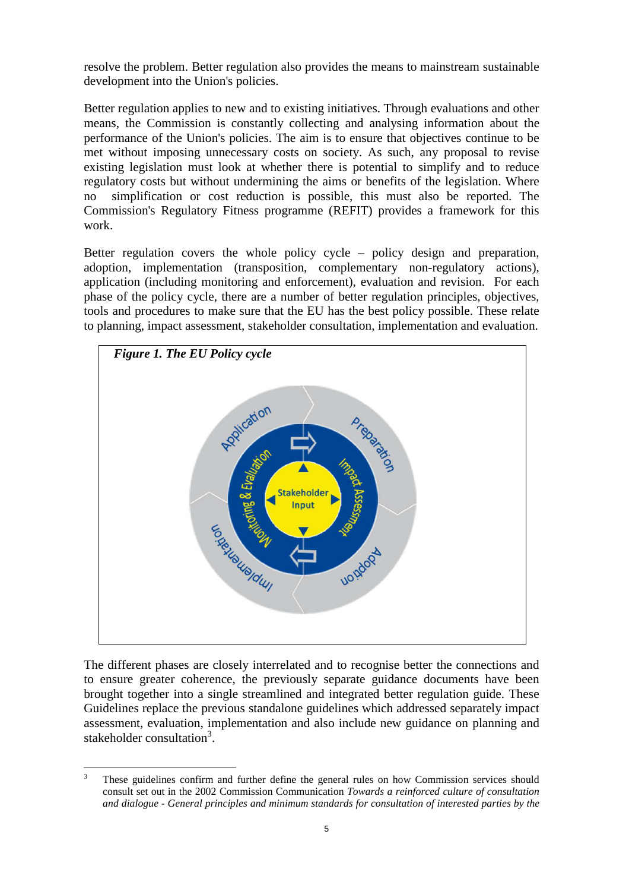resolve the problem. Better regulation also provides the means to mainstream sustainable development into the Union's policies.

Better regulation applies to new and to existing initiatives. Through evaluations and other means, the Commission is constantly collecting and analysing information about the performance of the Union's policies. The aim is to ensure that objectives continue to be met without imposing unnecessary costs on society. As such, any proposal to revise existing legislation must look at whether there is potential to simplify and to reduce regulatory costs but without undermining the aims or benefits of the legislation. Where no simplification or cost reduction is possible, this must also be reported. The Commission's Regulatory Fitness programme (REFIT) provides a framework for this work.

Better regulation covers the whole policy cycle – policy design and preparation, adoption, implementation (transposition, complementary non-regulatory actions), application (including monitoring and enforcement), evaluation and revision. For each phase of the policy cycle, there are a number of better regulation principles, objectives, tools and procedures to make sure that the EU has the best policy possible. These relate to planning, impact assessment, stakeholder consultation, implementation and evaluation.

***Figure 1. The EU Policy cycle***

The different phases are closely interrelated and to recognise better the connections and to ensure greater coherence, the previously separate guidance documents have been brought together into a single streamlined and integrated better regulation guide. These Guidelines replace the previous standalone guidelines which addressed separately impact assessment, evaluation, implementation and also include new guidance on planning and stakeholder consultation[3].

---

[3] These guidelines confirm and further define the general rules on how Commission services should consult set out in the 2002 Commission Communication *Towards a reinforced culture of consultation and dialogue - General principles and minimum standards for consultation of interested parties by the*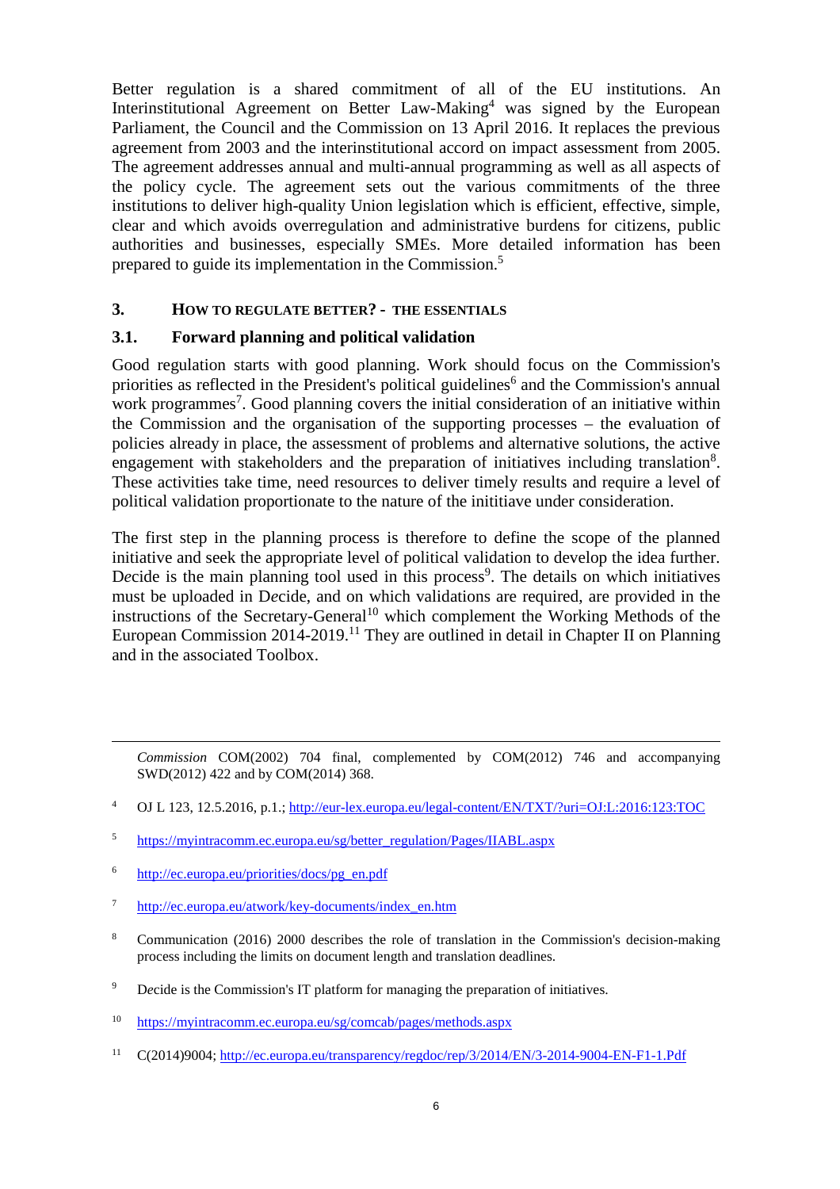Better regulation is a shared commitment of all of the EU institutions. An Interinstitutional Agreement on Better Law-Making[4] was signed by the European Parliament, the Council and the Commission on 13 April 2016. It replaces the previous agreement from 2003 and the interinstitutional accord on impact assessment from 2005. The agreement addresses annual and multi-annual programming as well as all aspects of the policy cycle. The agreement sets out the various commitments of the three institutions to deliver high-quality Union legislation which is efficient, effective, simple, clear and which avoids overregulation and administrative burdens for citizens, public authorities and businesses, especially SMEs. More detailed information has been prepared to guide its implementation in the Commission.[5]

## 3. HOW TO REGULATE BETTER? - THE ESSENTIALS

### 3.1. Forward planning and political validation

Good regulation starts with good planning. Work should focus on the Commission's priorities as reflected in the President's political guidelines[6] and the Commission's annual work programmes[7]. Good planning covers the initial consideration of an initiative within the Commission and the organisation of the supporting processes – the evaluation of policies already in place, the assessment of problems and alternative solutions, the active engagement with stakeholders and the preparation of initiatives including translation[8]. These activities take time, need resources to deliver timely results and require a level of political validation proportionate to the nature of the inititiave under consideration.

The first step in the planning process is therefore to define the scope of the planned initiative and seek the appropriate level of political validation to develop the idea further. D*e*cide is the main planning tool used in this process[9]. The details on which initiatives must be uploaded in D*e*cide, and on which validations are required, are provided in the instructions of the Secretary-General[10] which complement the Working Methods of the European Commission 2014-2019.[11] They are outlined in detail in Chapter II on Planning and in the associated Toolbox.

---

*Commission* COM(2002) 704 final, complemented by COM(2012) 746 and accompanying SWD(2012) 422 and by COM(2014) 368.

[4] OJ L 123, 12.5.2016, p.1.; http://eur-lex.europa.eu/legal-content/EN/TXT/?uri=OJ:L:2016:123:TOC

[5] https://myintracomm.ec.europa.eu/sg/better_regulation/Pages/IIABL.aspx

[6] http://ec.europa.eu/priorities/docs/pg_en.pdf

[7] http://ec.europa.eu/atwork/key-documents/index_en.htm

[8] Communication (2016) 2000 describes the role of translation in the Commission's decision-making process including the limits on document length and translation deadlines.

[9] D*e*cide is the Commission's IT platform for managing the preparation of initiatives.

[10] https://myintracomm.ec.europa.eu/sg/comcab/pages/methods.aspx

[11] C(2014)9004; http://ec.europa.eu/transparency/regdoc/rep/3/2014/EN/3-2014-9004-EN-F1-1.Pdf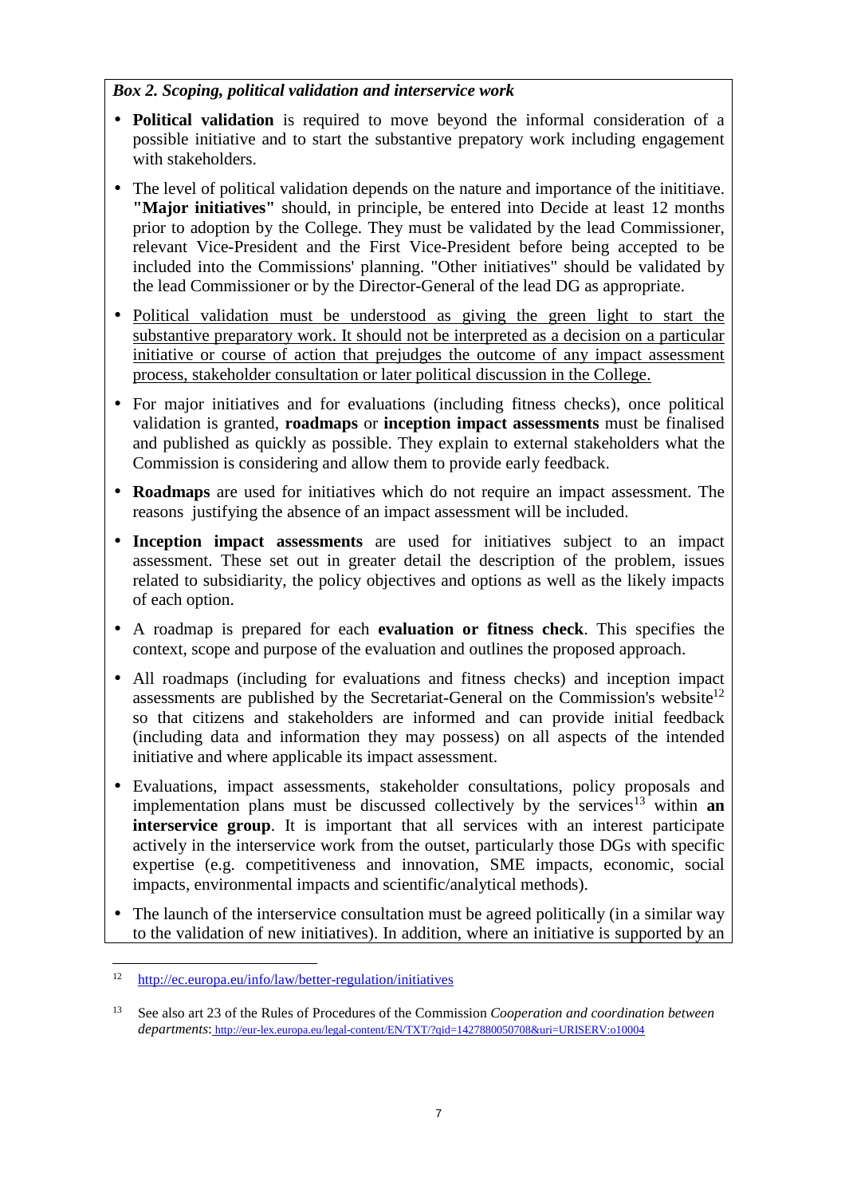***Box 2. Scoping, political validation and interservice work***

- **Political validation** is required to move beyond the informal consideration of a possible initiative and to start the substantive prepatory work including engagement with stakeholders.
- The level of political validation depends on the nature and importance of the inititiave. **"Major initiatives"** should, in principle, be entered into Decide at least 12 months prior to adoption by the College. They must be validated by the lead Commissioner, relevant Vice-President and the First Vice-President before being accepted to be included into the Commissions' planning. "Other initiatives" should be validated by the lead Commissioner or by the Director-General of the lead DG as appropriate.
- <u>Political validation must be understood as giving the green light to start the substantive preparatory work. It should not be interpreted as a decision on a particular initiative or course of action that prejudges the outcome of any impact assessment process, stakeholder consultation or later political discussion in the College.</u>
- For major initiatives and for evaluations (including fitness checks), once political validation is granted, **roadmaps** or **inception impact assessments** must be finalised and published as quickly as possible. They explain to external stakeholders what the Commission is considering and allow them to provide early feedback.
- **Roadmaps** are used for initiatives which do not require an impact assessment. The reasons justifying the absence of an impact assessment will be included.
- **Inception impact assessments** are used for initiatives subject to an impact assessment. These set out in greater detail the description of the problem, issues related to subsidiarity, the policy objectives and options as well as the likely impacts of each option.
- A roadmap is prepared for each **evaluation or fitness check**. This specifies the context, scope and purpose of the evaluation and outlines the proposed approach.
- All roadmaps (including for evaluations and fitness checks) and inception impact assessments are published by the Secretariat-General on the Commission's website[12] so that citizens and stakeholders are informed and can provide initial feedback (including data and information they may possess) on all aspects of the intended initiative and where applicable its impact assessment.
- Evaluations, impact assessments, stakeholder consultations, policy proposals and implementation plans must be discussed collectively by the services[13] within **an interservice group**. It is important that all services with an interest participate actively in the interservice work from the outset, particularly those DGs with specific expertise (e.g. competitiveness and innovation, SME impacts, economic, social impacts, environmental impacts and scientific/analytical methods).
- The launch of the interservice consultation must be agreed politically (in a similar way to the validation of new initiatives). In addition, where an initiative is supported by an

---

[12] http://ec.europa.eu/info/law/better-regulation/initiatives

[13] See also art 23 of the Rules of Procedures of the Commission *Cooperation and coordination between departments*: http://eur-lex.europa.eu/legal-content/EN/TXT/?qid=1427880050708&uri=URISERV:o10004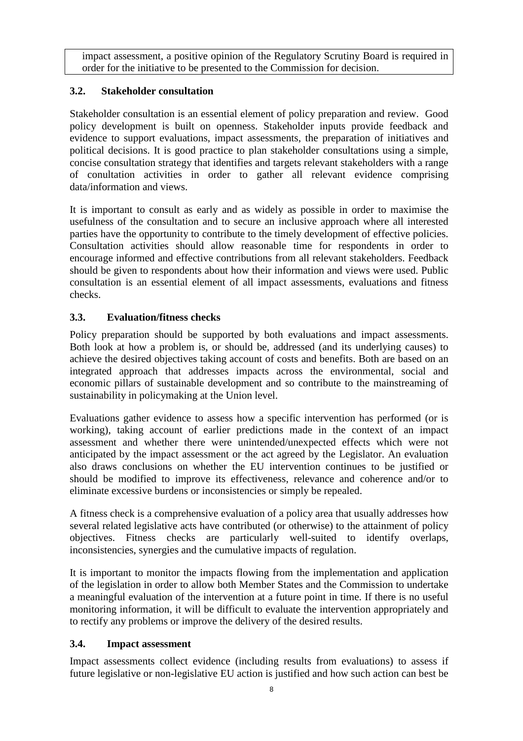impact assessment, a positive opinion of the Regulatory Scrutiny Board is required in order for the initiative to be presented to the Commission for decision.

### 3.2. Stakeholder consultation

Stakeholder consultation is an essential element of policy preparation and review. Good policy development is built on openness. Stakeholder inputs provide feedback and evidence to support evaluations, impact assessments, the preparation of initiatives and political decisions. It is good practice to plan stakeholder consultations using a simple, concise consultation strategy that identifies and targets relevant stakeholders with a range of conultation activities in order to gather all relevant evidence comprising data/information and views.

It is important to consult as early and as widely as possible in order to maximise the usefulness of the consultation and to secure an inclusive approach where all interested parties have the opportunity to contribute to the timely development of effective policies. Consultation activities should allow reasonable time for respondents in order to encourage informed and effective contributions from all relevant stakeholders. Feedback should be given to respondents about how their information and views were used. Public consultation is an essential element of all impact assessments, evaluations and fitness checks.

### 3.3. Evaluation/fitness checks

Policy preparation should be supported by both evaluations and impact assessments. Both look at how a problem is, or should be, addressed (and its underlying causes) to achieve the desired objectives taking account of costs and benefits. Both are based on an integrated approach that addresses impacts across the environmental, social and economic pillars of sustainable development and so contribute to the mainstreaming of sustainability in policymaking at the Union level.

Evaluations gather evidence to assess how a specific intervention has performed (or is working), taking account of earlier predictions made in the context of an impact assessment and whether there were unintended/unexpected effects which were not anticipated by the impact assessment or the act agreed by the Legislator. An evaluation also draws conclusions on whether the EU intervention continues to be justified or should be modified to improve its effectiveness, relevance and coherence and/or to eliminate excessive burdens or inconsistencies or simply be repealed.

A fitness check is a comprehensive evaluation of a policy area that usually addresses how several related legislative acts have contributed (or otherwise) to the attainment of policy objectives. Fitness checks are particularly well-suited to identify overlaps, inconsistencies, synergies and the cumulative impacts of regulation.

It is important to monitor the impacts flowing from the implementation and application of the legislation in order to allow both Member States and the Commission to undertake a meaningful evaluation of the intervention at a future point in time. If there is no useful monitoring information, it will be difficult to evaluate the intervention appropriately and to rectify any problems or improve the delivery of the desired results.

### 3.4. Impact assessment

Impact assessments collect evidence (including results from evaluations) to assess if future legislative or non-legislative EU action is justified and how such action can best be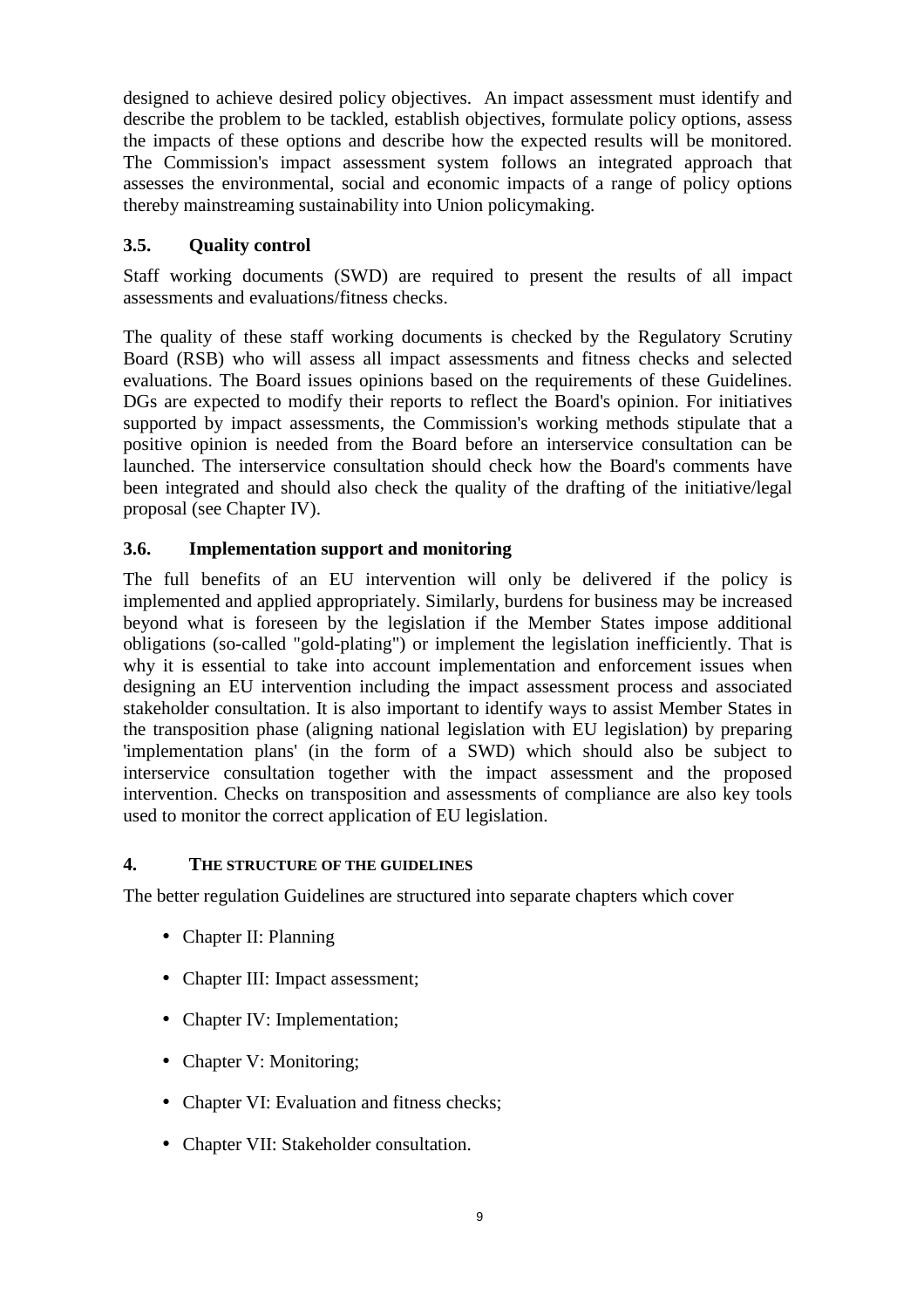designed to achieve desired policy objectives. An impact assessment must identify and describe the problem to be tackled, establish objectives, formulate policy options, assess the impacts of these options and describe how the expected results will be monitored. The Commission's impact assessment system follows an integrated approach that assesses the environmental, social and economic impacts of a range of policy options thereby mainstreaming sustainability into Union policymaking.

### 3.5. Quality control

Staff working documents (SWD) are required to present the results of all impact assessments and evaluations/fitness checks.

The quality of these staff working documents is checked by the Regulatory Scrutiny Board (RSB) who will assess all impact assessments and fitness checks and selected evaluations. The Board issues opinions based on the requirements of these Guidelines. DGs are expected to modify their reports to reflect the Board's opinion. For initiatives supported by impact assessments, the Commission's working methods stipulate that a positive opinion is needed from the Board before an interservice consultation can be launched. The interservice consultation should check how the Board's comments have been integrated and should also check the quality of the drafting of the initiative/legal proposal (see Chapter IV).

### 3.6. Implementation support and monitoring

The full benefits of an EU intervention will only be delivered if the policy is implemented and applied appropriately. Similarly, burdens for business may be increased beyond what is foreseen by the legislation if the Member States impose additional obligations (so-called "gold-plating") or implement the legislation inefficiently. That is why it is essential to take into account implementation and enforcement issues when designing an EU intervention including the impact assessment process and associated stakeholder consultation. It is also important to identify ways to assist Member States in the transposition phase (aligning national legislation with EU legislation) by preparing 'implementation plans' (in the form of a SWD) which should also be subject to interservice consultation together with the impact assessment and the proposed intervention. Checks on transposition and assessments of compliance are also key tools used to monitor the correct application of EU legislation.

## 4. THE STRUCTURE OF THE GUIDELINES

The better regulation Guidelines are structured into separate chapters which cover

- Chapter II: Planning
- Chapter III: Impact assessment;
- Chapter IV: Implementation;
- Chapter V: Monitoring;
- Chapter VI: Evaluation and fitness checks;
- Chapter VII: Stakeholder consultation.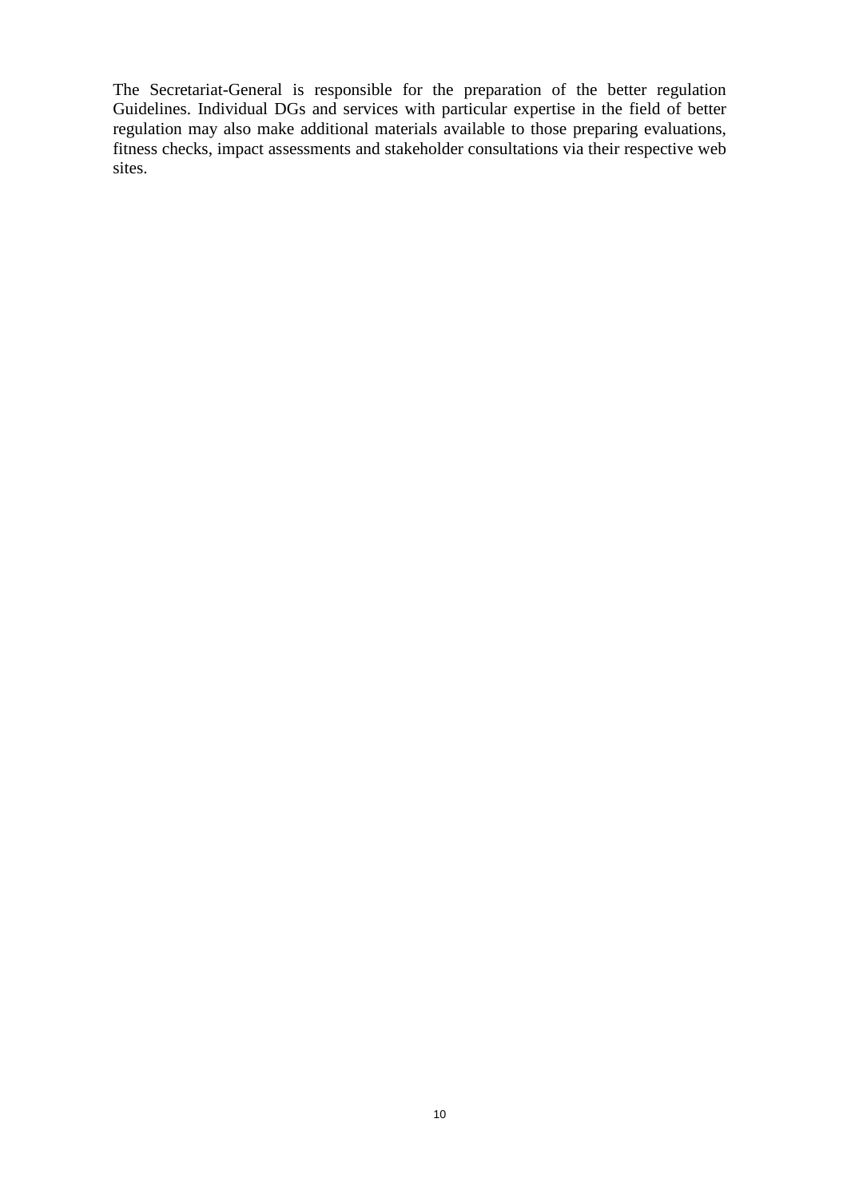The Secretariat-General is responsible for the preparation of the better regulation Guidelines. Individual DGs and services with particular expertise in the field of better regulation may also make additional materials available to those preparing evaluations, fitness checks, impact assessments and stakeholder consultations via their respective web sites.